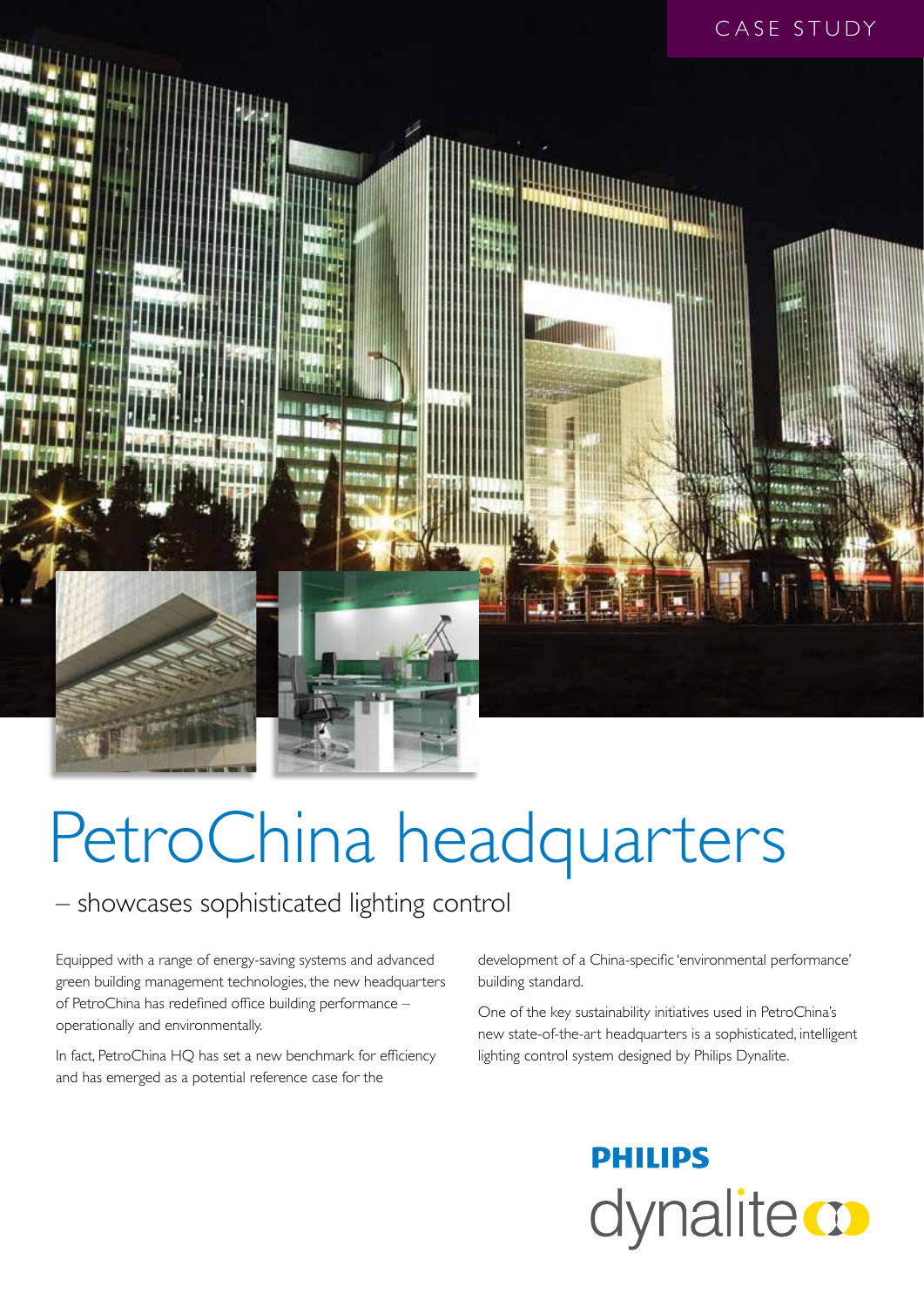CASE STUDY

# PetroChina headquarters

## – showcases sophisticated lighting control

Equipped with a range of energy-saving systems and advanced green building management technologies, the new headquarters of PetroChina has redefined office building performance – operationally and environmentally.

In fact, PetroChina HQ has set a new benchmark for efficiency and has emerged as a potential reference case for the development of a China-specific 'environmental performance' building standard.

One of the key sustainability initiatives used in PetroChina's new state-of-the-art headquarters is a sophisticated, intelligent lighting control system designed by Philips Dynalite.

PHILIPS dynalite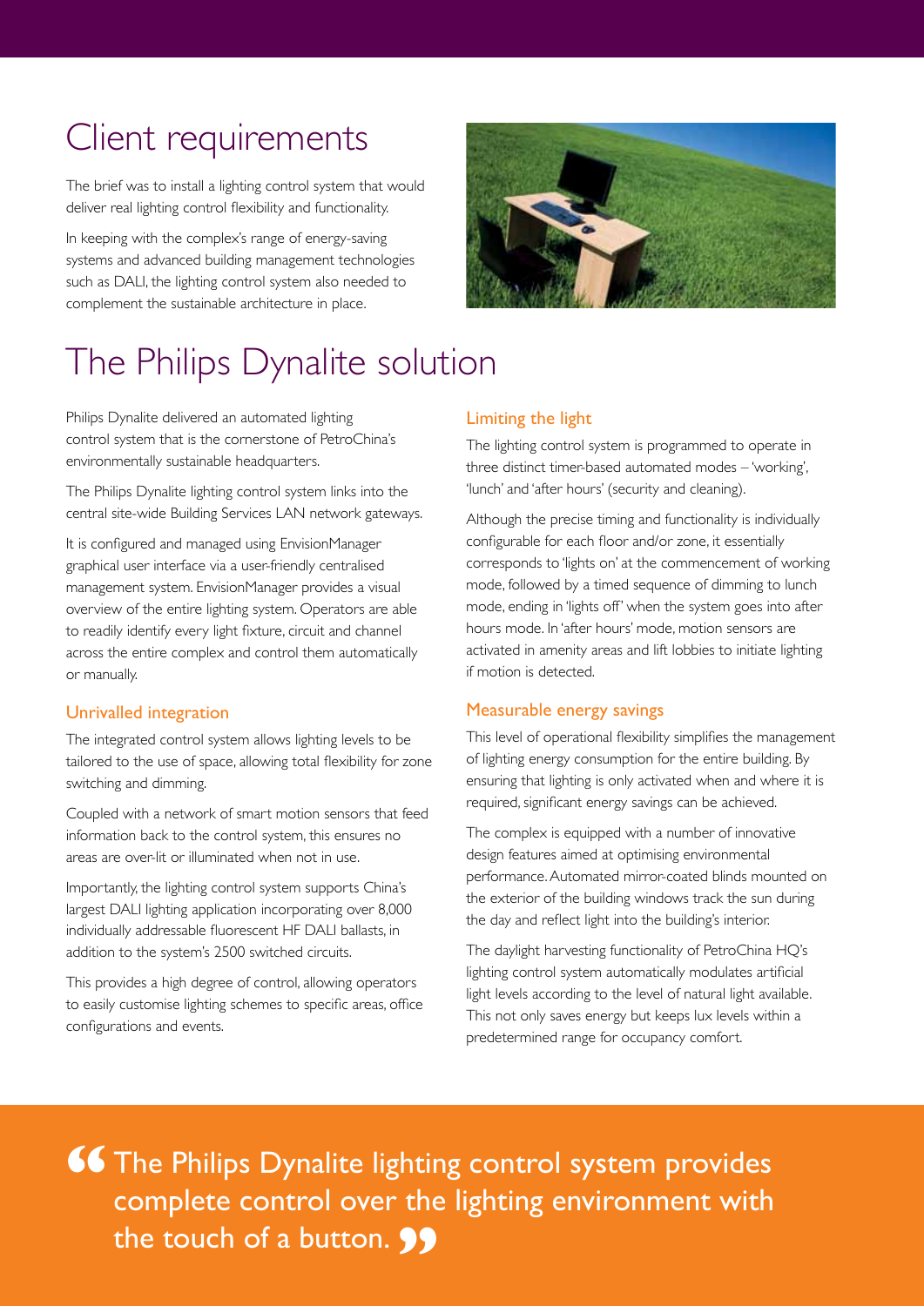# Client requirements

The brief was to install a lighting control system that would deliver real lighting control flexibility and functionality.

In keeping with the complex's range of energy-saving systems and advanced building management technologies such as DALI, the lighting control system also needed to complement the sustainable architecture in place.

# The Philips Dynalite solution

Philips Dynalite delivered an automated lighting control system that is the cornerstone of PetroChina's environmentally sustainable headquarters.

The Philips Dynalite lighting control system links into the central site-wide Building Services LAN network gateways.

It is configured and managed using EnvisionManager graphical user interface via a user-friendly centralised management system. EnvisionManager provides a visual overview of the entire lighting system. Operators are able to readily identify every light fixture, circuit and channel across the entire complex and control them automatically or manually.

## Unrivalled integration

The integrated control system allows lighting levels to be tailored to the use of space, allowing total flexibility for zone switching and dimming.

Coupled with a network of smart motion sensors that feed information back to the control system, this ensures no areas are over-lit or illuminated when not in use.

Importantly, the lighting control system supports China's largest DALI lighting application incorporating over 8,000 individually addressable fluorescent HF DALI ballasts, in addition to the system's 2500 switched circuits.

This provides a high degree of control, allowing operators to easily customise lighting schemes to specific areas, office configurations and events.

## Limiting the light

The lighting control system is programmed to operate in three distinct timer-based automated modes – 'working', 'lunch' and 'after hours' (security and cleaning).

Although the precise timing and functionality is individually configurable for each floor and/or zone, it essentially corresponds to 'lights on' at the commencement of working mode, followed by a timed sequence of dimming to lunch mode, ending in 'lights off' when the system goes into after hours mode. In 'after hours' mode, motion sensors are activated in amenity areas and lift lobbies to initiate lighting if motion is detected.

## Measurable energy savings

This level of operational flexibility simplifies the management of lighting energy consumption for the entire building. By ensuring that lighting is only activated when and where it is required, significant energy savings can be achieved.

The complex is equipped with a number of innovative design features aimed at optimising environmental performance. Automated mirror-coated blinds mounted on the exterior of the building windows track the sun during the day and reflect light into the building's interior.

The daylight harvesting functionality of PetroChina HQ's lighting control system automatically modulates artificial light levels according to the level of natural light available. This not only saves energy but keeps lux levels within a predetermined range for occupancy comfort.

> "The Philips Dynalite lighting control system provides complete control over the lighting environment with the touch of a button."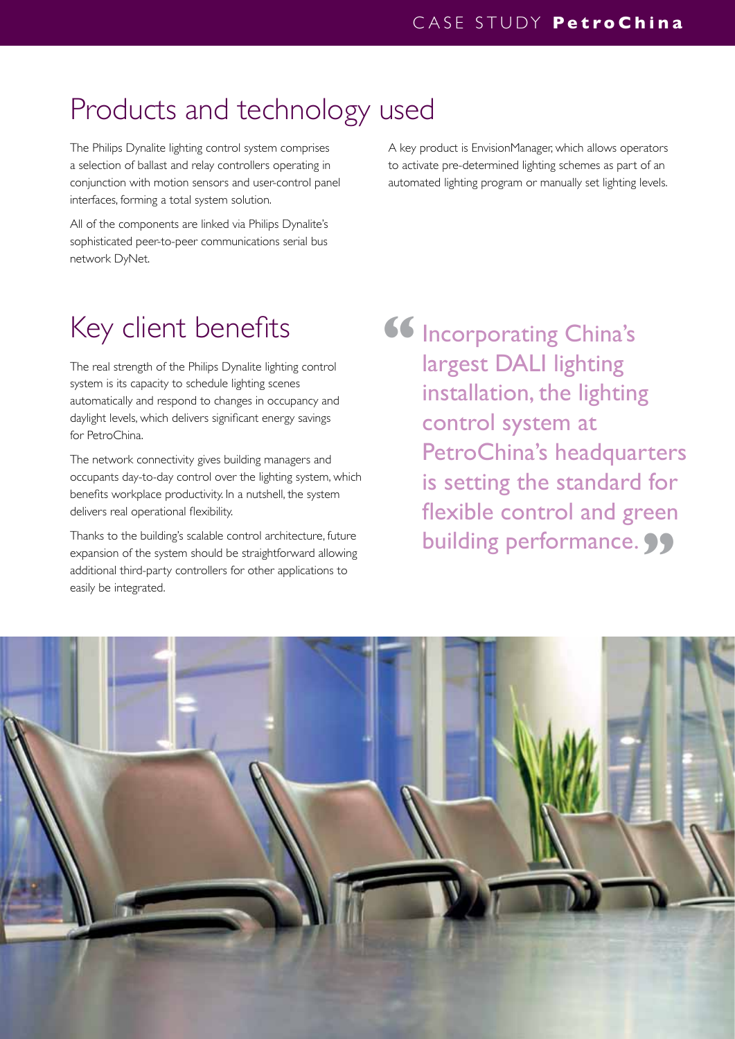## Products and technology used

The Philips Dynalite lighting control system comprises a selection of ballast and relay controllers operating in conjunction with motion sensors and user-control panel interfaces, forming a total system solution.

All of the components are linked via Philips Dynalite's sophisticated peer-to-peer communications serial bus network DyNet.

A key product is EnvisionManager, which allows operators to activate pre-determined lighting schemes as part of an automated lighting program or manually set lighting levels.

## Key client benefits

The real strength of the Philips Dynalite lighting control system is its capacity to schedule lighting scenes automatically and respond to changes in occupancy and daylight levels, which delivers significant energy savings for PetroChina.

The network connectivity gives building managers and occupants day-to-day control over the lighting system, which benefits workplace productivity. In a nutshell, the system delivers real operational flexibility.

Thanks to the building's scalable control architecture, future expansion of the system should be straightforward allowing additional third-party controllers for other applications to easily be integrated.

> “Incorporating China's largest DALI lighting installation, the lighting control system at PetroChina's headquarters is setting the standard for flexible control and green building performance.”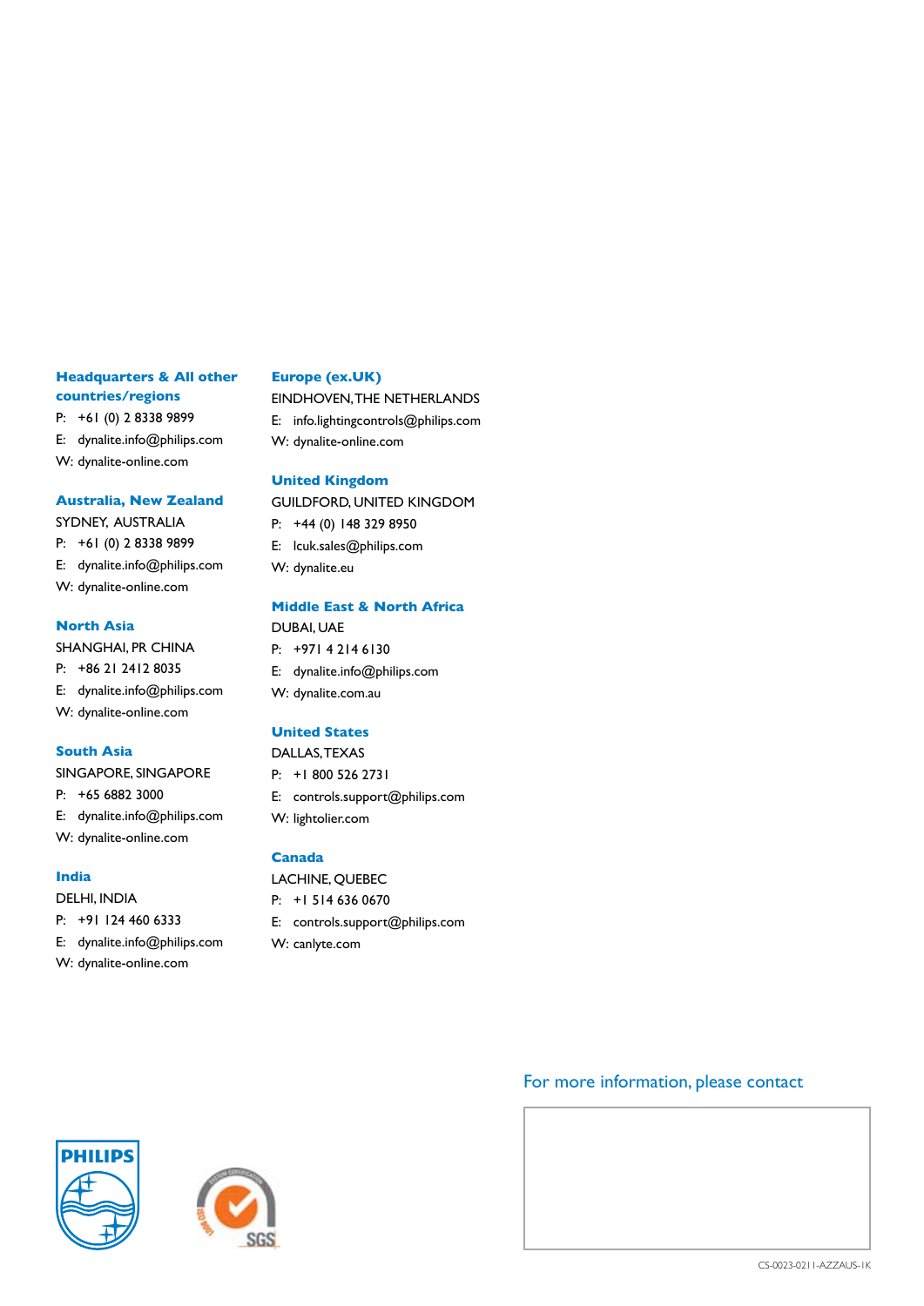### Headquarters & All other countries/regions

P: +61 (0) 2 8338 9899

E: dynalite.info@philips.com

W: dynalite-online.com

### Australia, New Zealand

SYDNEY, AUSTRALIA

P: +61 (0) 2 8338 9899

E: dynalite.info@philips.com

W: dynalite-online.com

### North Asia

SHANGHAI, PR CHINA

P: +86 21 2412 8035

E: dynalite.info@philips.com

W: dynalite-online.com

### South Asia

SINGAPORE, SINGAPORE

P: +65 6882 3000

E: dynalite.info@philips.com

W: dynalite-online.com

### India

DELHI, INDIA

P: +91 124 460 6333

E: dynalite.info@philips.com

W: dynalite-online.com

### Europe (ex.UK)

EINDHOVEN, THE NETHERLANDS

E: info.lightingcontrols@philips.com

W: dynalite-online.com

### United Kingdom

GUILDFORD, UNITED KINGDOM

P: +44 (0) 148 329 8950

E: lcuk.sales@philips.com

W: dynalite.eu

### Middle East & North Africa

DUBAI, UAE

P: +971 4 214 6130

E: dynalite.info@philips.com

W: dynalite.com.au

### United States

DALLAS, TEXAS

P: +1 800 526 2731

E: controls.support@philips.com

W: lightolier.com

### Canada

LACHINE, QUEBEC

P: +1 514 636 0670

E: controls.support@philips.com

W: canlyte.com

For more information, please contact

CS-0023-0211-AZZAUS-1K